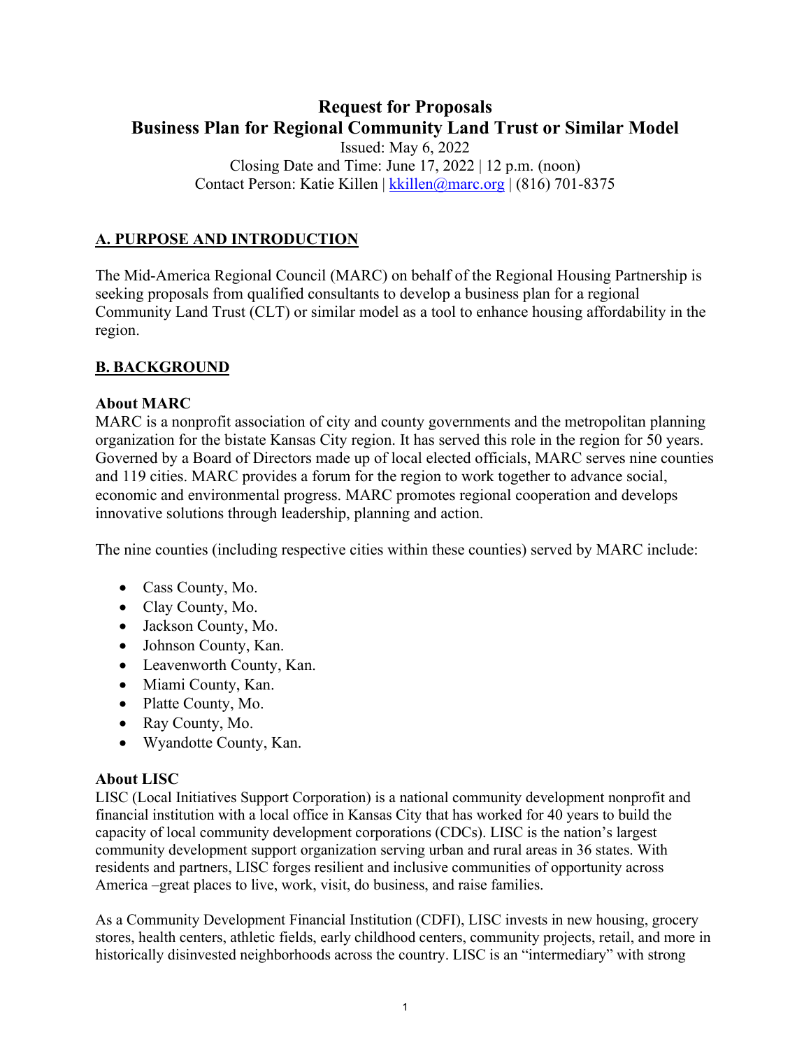# Request for Proposals
# Business Plan for Regional Community Land Trust or Similar Model

Issued: May 6, 2022
Closing Date and Time: June 17, 2022 | 12 p.m. (noon)
Contact Person: Katie Killen | [kkillen@marc.org](mailto:kkillen@marc.org) | (816) 701-8375

## A. PURPOSE AND INTRODUCTION

The Mid-America Regional Council (MARC) on behalf of the Regional Housing Partnership is seeking proposals from qualified consultants to develop a business plan for a regional Community Land Trust (CLT) or similar model as a tool to enhance housing affordability in the region.

## B. BACKGROUND

### About MARC

MARC is a nonprofit association of city and county governments and the metropolitan planning organization for the bistate Kansas City region. It has served this role in the region for 50 years. Governed by a Board of Directors made up of local elected officials, MARC serves nine counties and 119 cities. MARC provides a forum for the region to work together to advance social, economic and environmental progress. MARC promotes regional cooperation and develops innovative solutions through leadership, planning and action.

The nine counties (including respective cities within these counties) served by MARC include:

- Cass County, Mo.
- Clay County, Mo.
- Jackson County, Mo.
- Johnson County, Kan.
- Leavenworth County, Kan.
- Miami County, Kan.
- Platte County, Mo.
- Ray County, Mo.
- Wyandotte County, Kan.

### About LISC

LISC (Local Initiatives Support Corporation) is a national community development nonprofit and financial institution with a local office in Kansas City that has worked for 40 years to build the capacity of local community development corporations (CDCs). LISC is the nation's largest community development support organization serving urban and rural areas in 36 states. With residents and partners, LISC forges resilient and inclusive communities of opportunity across America –great places to live, work, visit, do business, and raise families.

As a Community Development Financial Institution (CDFI), LISC invests in new housing, grocery stores, health centers, athletic fields, early childhood centers, community projects, retail, and more in historically disinvested neighborhoods across the country. LISC is an "intermediary" with strong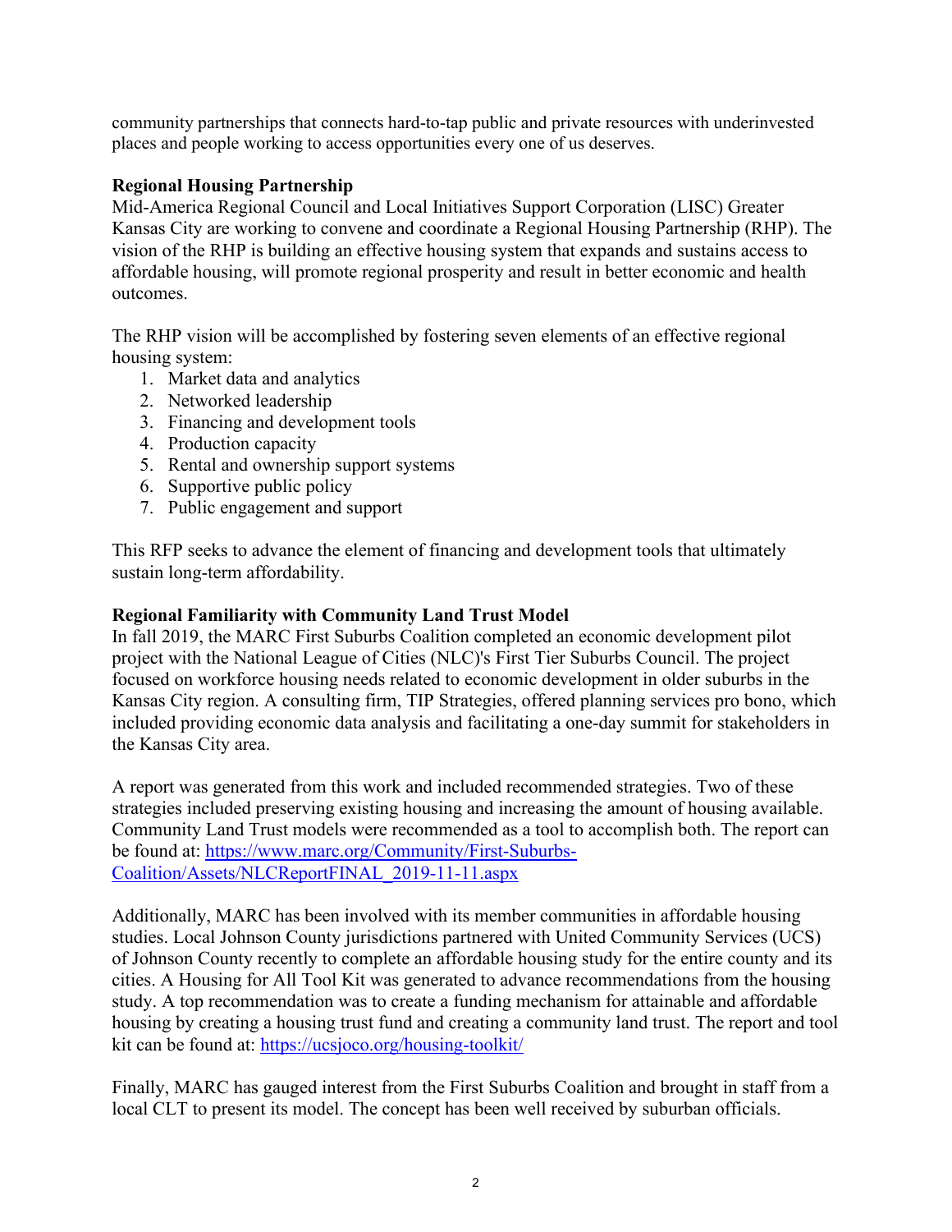community partnerships that connects hard-to-tap public and private resources with underinvested places and people working to access opportunities every one of us deserves.

**Regional Housing Partnership**
Mid-America Regional Council and Local Initiatives Support Corporation (LISC) Greater Kansas City are working to convene and coordinate a Regional Housing Partnership (RHP). The vision of the RHP is building an effective housing system that expands and sustains access to affordable housing, will promote regional prosperity and result in better economic and health outcomes.

The RHP vision will be accomplished by fostering seven elements of an effective regional housing system:

1. Market data and analytics
2. Networked leadership
3. Financing and development tools
4. Production capacity
5. Rental and ownership support systems
6. Supportive public policy
7. Public engagement and support

This RFP seeks to advance the element of financing and development tools that ultimately sustain long-term affordability.

**Regional Familiarity with Community Land Trust Model**
In fall 2019, the MARC First Suburbs Coalition completed an economic development pilot project with the National League of Cities (NLC)'s First Tier Suburbs Council. The project focused on workforce housing needs related to economic development in older suburbs in the Kansas City region. A consulting firm, TIP Strategies, offered planning services pro bono, which included providing economic data analysis and facilitating a one-day summit for stakeholders in the Kansas City area.

A report was generated from this work and included recommended strategies. Two of these strategies included preserving existing housing and increasing the amount of housing available. Community Land Trust models were recommended as a tool to accomplish both. The report can be found at: [https://www.marc.org/Community/First-Suburbs-Coalition/Assets/NLCReportFINAL_2019-11-11.aspx](https://www.marc.org/Community/First-Suburbs-Coalition/Assets/NLCReportFINAL_2019-11-11.aspx)

Additionally, MARC has been involved with its member communities in affordable housing studies. Local Johnson County jurisdictions partnered with United Community Services (UCS) of Johnson County recently to complete an affordable housing study for the entire county and its cities. A Housing for All Tool Kit was generated to advance recommendations from the housing study. A top recommendation was to create a funding mechanism for attainable and affordable housing by creating a housing trust fund and creating a community land trust. The report and tool kit can be found at: [https://ucsjoco.org/housing-toolkit/](https://ucsjoco.org/housing-toolkit/)

Finally, MARC has gauged interest from the First Suburbs Coalition and brought in staff from a local CLT to present its model. The concept has been well received by suburban officials.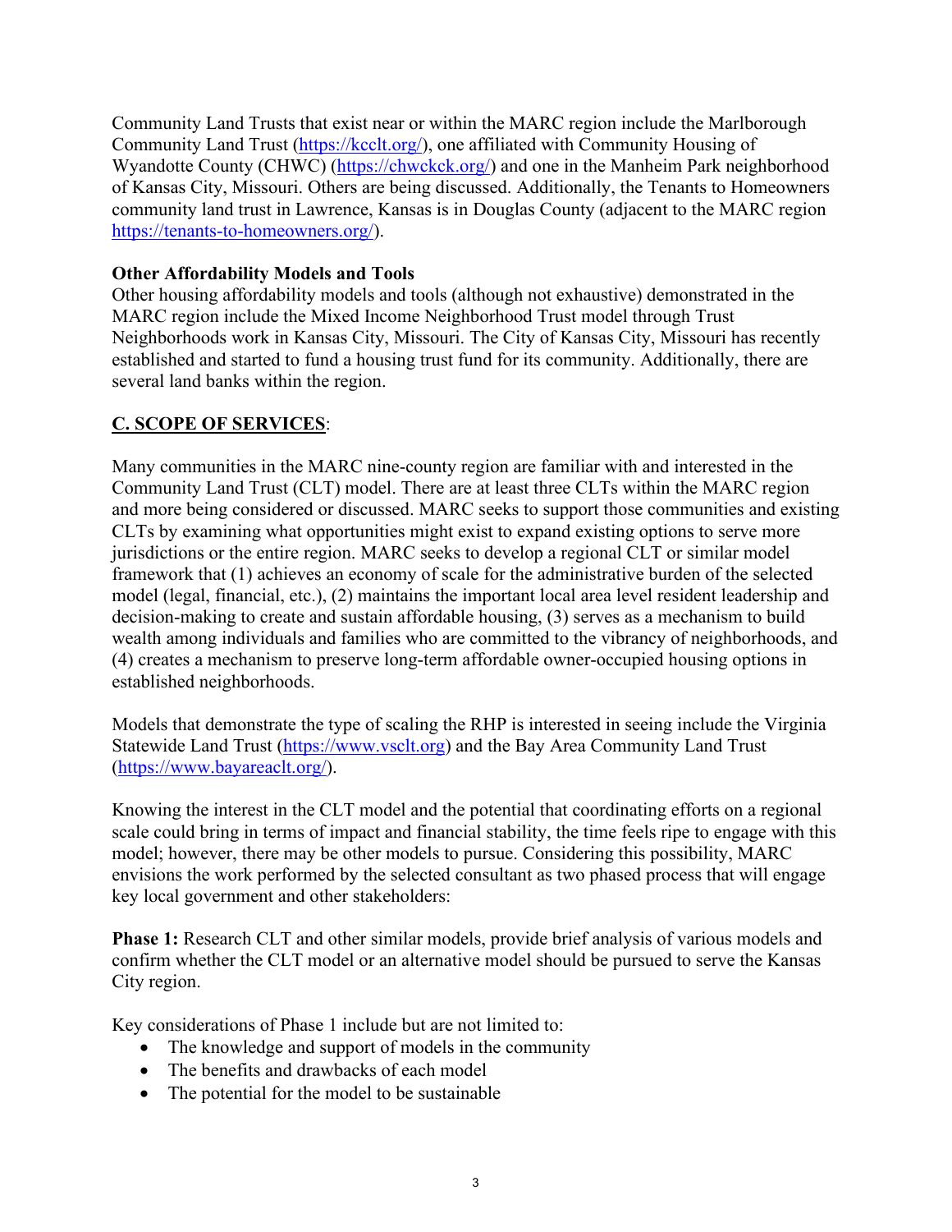Community Land Trusts that exist near or within the MARC region include the Marlborough Community Land Trust (https://kcclt.org/), one affiliated with Community Housing of Wyandotte County (CHWC) (https://chwckck.org/) and one in the Manheim Park neighborhood of Kansas City, Missouri. Others are being discussed. Additionally, the Tenants to Homeowners community land trust in Lawrence, Kansas is in Douglas County (adjacent to the MARC region https://tenants-to-homeowners.org/).

**Other Affordability Models and Tools**

Other housing affordability models and tools (although not exhaustive) demonstrated in the MARC region include the Mixed Income Neighborhood Trust model through Trust Neighborhoods work in Kansas City, Missouri. The City of Kansas City, Missouri has recently established and started to fund a housing trust fund for its community. Additionally, there are several land banks within the region.

## C. SCOPE OF SERVICES:

Many communities in the MARC nine-county region are familiar with and interested in the Community Land Trust (CLT) model. There are at least three CLTs within the MARC region and more being considered or discussed. MARC seeks to support those communities and existing CLTs by examining what opportunities might exist to expand existing options to serve more jurisdictions or the entire region. MARC seeks to develop a regional CLT or similar model framework that (1) achieves an economy of scale for the administrative burden of the selected model (legal, financial, etc.), (2) maintains the important local area level resident leadership and decision-making to create and sustain affordable housing, (3) serves as a mechanism to build wealth among individuals and families who are committed to the vibrancy of neighborhoods, and (4) creates a mechanism to preserve long-term affordable owner-occupied housing options in established neighborhoods.

Models that demonstrate the type of scaling the RHP is interested in seeing include the Virginia Statewide Land Trust (https://www.vsclt.org) and the Bay Area Community Land Trust (https://www.bayareaclt.org/).

Knowing the interest in the CLT model and the potential that coordinating efforts on a regional scale could bring in terms of impact and financial stability, the time feels ripe to engage with this model; however, there may be other models to pursue. Considering this possibility, MARC envisions the work performed by the selected consultant as two phased process that will engage key local government and other stakeholders:

**Phase 1:** Research CLT and other similar models, provide brief analysis of various models and confirm whether the CLT model or an alternative model should be pursued to serve the Kansas City region.

Key considerations of Phase 1 include but are not limited to:

- The knowledge and support of models in the community
- The benefits and drawbacks of each model
- The potential for the model to be sustainable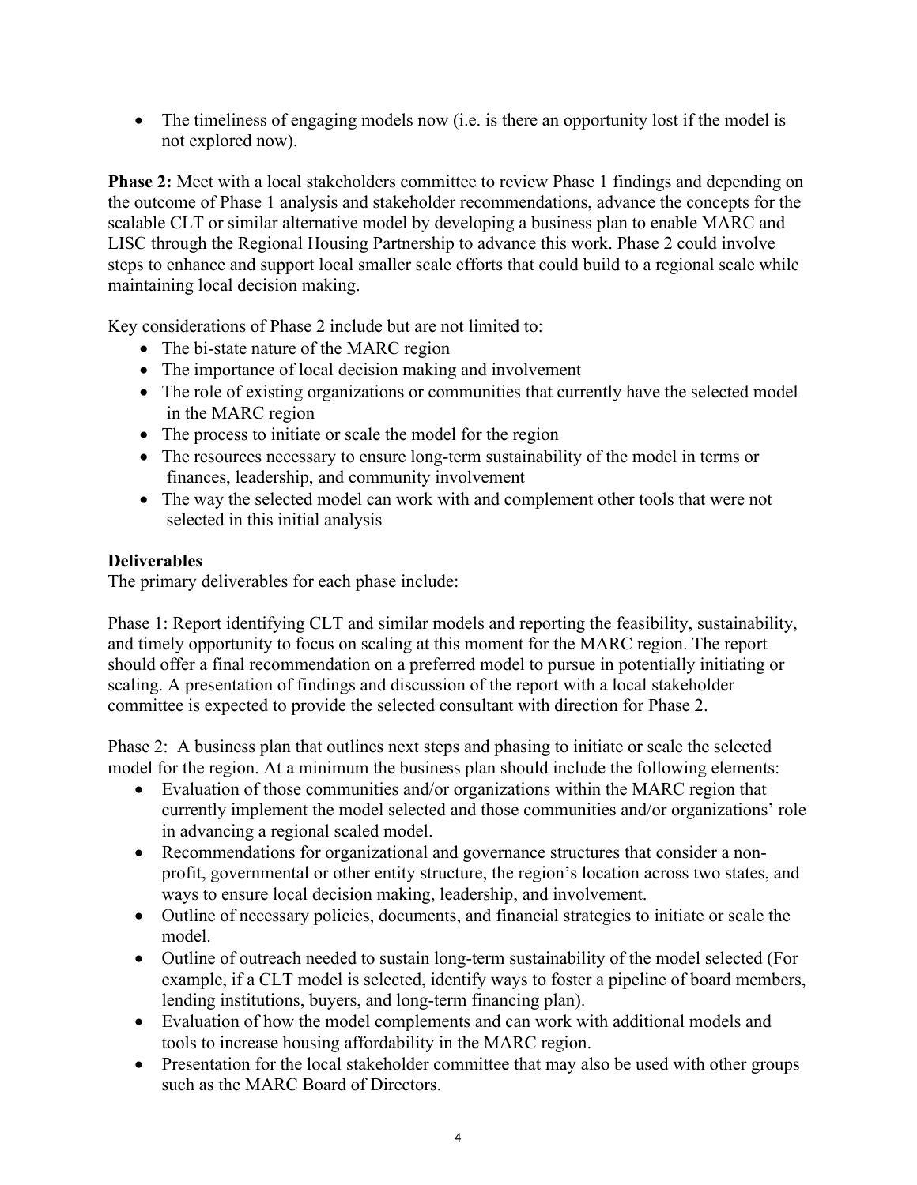- The timeliness of engaging models now (i.e. is there an opportunity lost if the model is not explored now).

**Phase 2:** Meet with a local stakeholders committee to review Phase 1 findings and depending on the outcome of Phase 1 analysis and stakeholder recommendations, advance the concepts for the scalable CLT or similar alternative model by developing a business plan to enable MARC and LISC through the Regional Housing Partnership to advance this work. Phase 2 could involve steps to enhance and support local smaller scale efforts that could build to a regional scale while maintaining local decision making.

Key considerations of Phase 2 include but are not limited to:

- The bi-state nature of the MARC region
- The importance of local decision making and involvement
- The role of existing organizations or communities that currently have the selected model in the MARC region
- The process to initiate or scale the model for the region
- The resources necessary to ensure long-term sustainability of the model in terms or finances, leadership, and community involvement
- The way the selected model can work with and complement other tools that were not selected in this initial analysis

**Deliverables**

The primary deliverables for each phase include:

Phase 1: Report identifying CLT and similar models and reporting the feasibility, sustainability, and timely opportunity to focus on scaling at this moment for the MARC region. The report should offer a final recommendation on a preferred model to pursue in potentially initiating or scaling. A presentation of findings and discussion of the report with a local stakeholder committee is expected to provide the selected consultant with direction for Phase 2.

Phase 2: A business plan that outlines next steps and phasing to initiate or scale the selected model for the region. At a minimum the business plan should include the following elements:

- Evaluation of those communities and/or organizations within the MARC region that currently implement the model selected and those communities and/or organizations' role in advancing a regional scaled model.
- Recommendations for organizational and governance structures that consider a non-profit, governmental or other entity structure, the region's location across two states, and ways to ensure local decision making, leadership, and involvement.
- Outline of necessary policies, documents, and financial strategies to initiate or scale the model.
- Outline of outreach needed to sustain long-term sustainability of the model selected (For example, if a CLT model is selected, identify ways to foster a pipeline of board members, lending institutions, buyers, and long-term financing plan).
- Evaluation of how the model complements and can work with additional models and tools to increase housing affordability in the MARC region.
- Presentation for the local stakeholder committee that may also be used with other groups such as the MARC Board of Directors.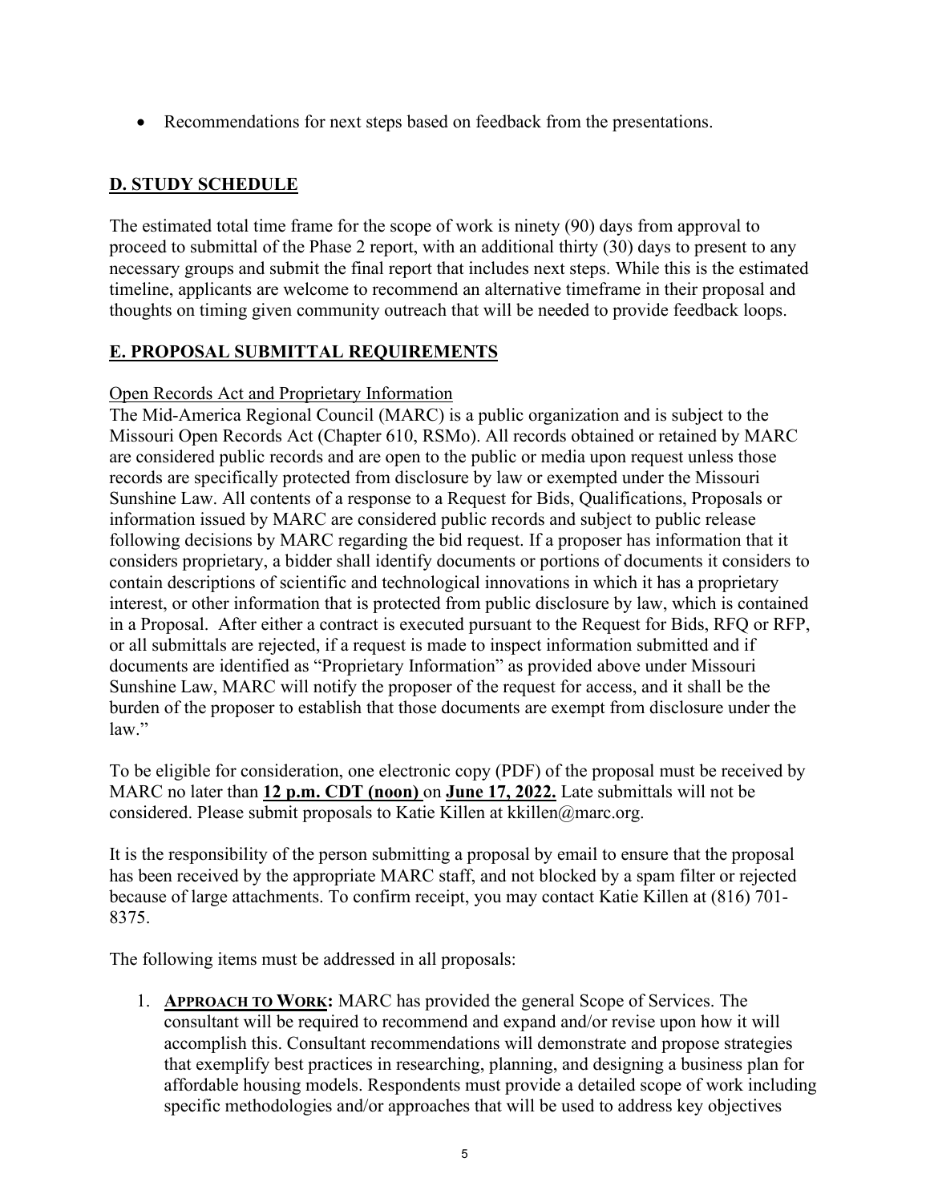- Recommendations for next steps based on feedback from the presentations.

## D. STUDY SCHEDULE

The estimated total time frame for the scope of work is ninety (90) days from approval to proceed to submittal of the Phase 2 report, with an additional thirty (30) days to present to any necessary groups and submit the final report that includes next steps. While this is the estimated timeline, applicants are welcome to recommend an alternative timeframe in their proposal and thoughts on timing given community outreach that will be needed to provide feedback loops.

## E. PROPOSAL SUBMITTAL REQUIREMENTS

Open Records Act and Proprietary Information

The Mid-America Regional Council (MARC) is a public organization and is subject to the Missouri Open Records Act (Chapter 610, RSMo). All records obtained or retained by MARC are considered public records and are open to the public or media upon request unless those records are specifically protected from disclosure by law or exempted under the Missouri Sunshine Law. All contents of a response to a Request for Bids, Qualifications, Proposals or information issued by MARC are considered public records and subject to public release following decisions by MARC regarding the bid request. If a proposer has information that it considers proprietary, a bidder shall identify documents or portions of documents it considers to contain descriptions of scientific and technological innovations in which it has a proprietary interest, or other information that is protected from public disclosure by law, which is contained in a Proposal. After either a contract is executed pursuant to the Request for Bids, RFQ or RFP, or all submittals are rejected, if a request is made to inspect information submitted and if documents are identified as "Proprietary Information" as provided above under Missouri Sunshine Law, MARC will notify the proposer of the request for access, and it shall be the burden of the proposer to establish that those documents are exempt from disclosure under the law."

To be eligible for consideration, one electronic copy (PDF) of the proposal must be received by MARC no later than **12 p.m. CDT (noon)** on **June 17, 2022.** Late submittals will not be considered. Please submit proposals to Katie Killen at kkillen@marc.org.

It is the responsibility of the person submitting a proposal by email to ensure that the proposal has been received by the appropriate MARC staff, and not blocked by a spam filter or rejected because of large attachments. To confirm receipt, you may contact Katie Killen at (816) 701-8375.

The following items must be addressed in all proposals:

1. **APPROACH TO WORK:** MARC has provided the general Scope of Services. The consultant will be required to recommend and expand and/or revise upon how it will accomplish this. Consultant recommendations will demonstrate and propose strategies that exemplify best practices in researching, planning, and designing a business plan for affordable housing models. Respondents must provide a detailed scope of work including specific methodologies and/or approaches that will be used to address key objectives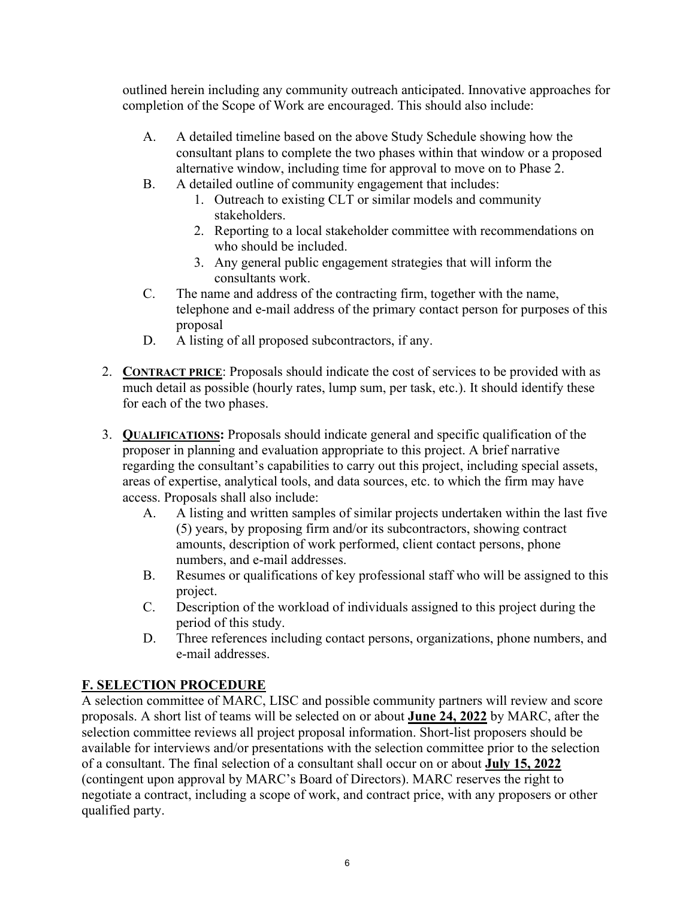outlined herein including any community outreach anticipated. Innovative approaches for completion of the Scope of Work are encouraged. This should also include:

A. A detailed timeline based on the above Study Schedule showing how the consultant plans to complete the two phases within that window or a proposed alternative window, including time for approval to move on to Phase 2.
B. A detailed outline of community engagement that includes:
   1. Outreach to existing CLT or similar models and community stakeholders.
   2. Reporting to a local stakeholder committee with recommendations on who should be included.
   3. Any general public engagement strategies that will inform the consultants work.
C. The name and address of the contracting firm, together with the name, telephone and e-mail address of the primary contact person for purposes of this proposal
D. A listing of all proposed subcontractors, if any.

2. **CONTRACT PRICE**: Proposals should indicate the cost of services to be provided with as much detail as possible (hourly rates, lump sum, per task, etc.). It should identify these for each of the two phases.

3. **QUALIFICATIONS:** Proposals should indicate general and specific qualification of the proposer in planning and evaluation appropriate to this project. A brief narrative regarding the consultant's capabilities to carry out this project, including special assets, areas of expertise, analytical tools, and data sources, etc. to which the firm may have access. Proposals shall also include:
   A. A listing and written samples of similar projects undertaken within the last five (5) years, by proposing firm and/or its subcontractors, showing contract amounts, description of work performed, client contact persons, phone numbers, and e-mail addresses.
   B. Resumes or qualifications of key professional staff who will be assigned to this project.
   C. Description of the workload of individuals assigned to this project during the period of this study.
   D. Three references including contact persons, organizations, phone numbers, and e-mail addresses.

## F. SELECTION PROCEDURE

A selection committee of MARC, LISC and possible community partners will review and score proposals. A short list of teams will be selected on or about **June 24, 2022** by MARC, after the selection committee reviews all project proposal information. Short-list proposers should be available for interviews and/or presentations with the selection committee prior to the selection of a consultant. The final selection of a consultant shall occur on or about **July 15, 2022** (contingent upon approval by MARC's Board of Directors). MARC reserves the right to negotiate a contract, including a scope of work, and contract price, with any proposers or other qualified party.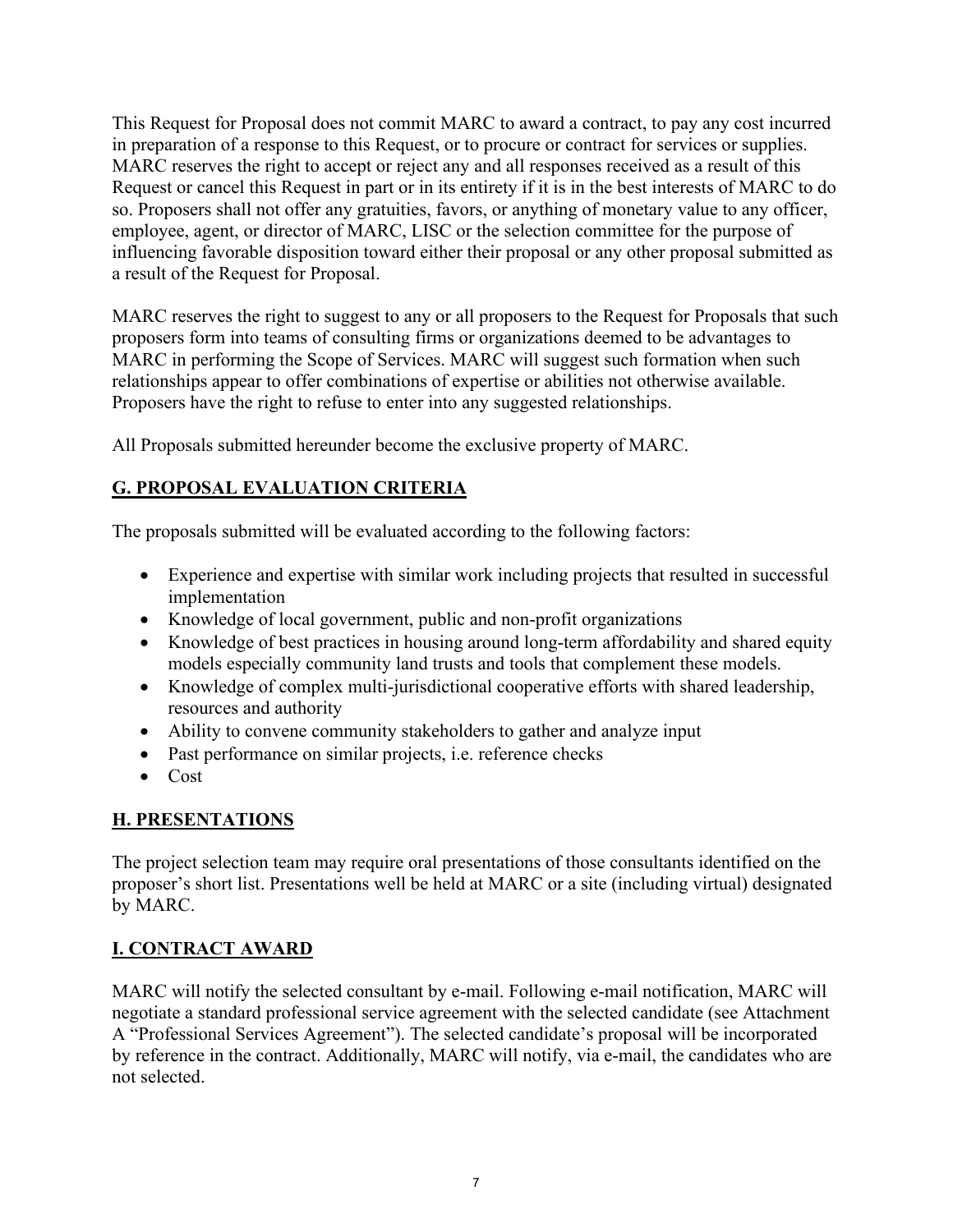This Request for Proposal does not commit MARC to award a contract, to pay any cost incurred in preparation of a response to this Request, or to procure or contract for services or supplies. MARC reserves the right to accept or reject any and all responses received as a result of this Request or cancel this Request in part or in its entirety if it is in the best interests of MARC to do so. Proposers shall not offer any gratuities, favors, or anything of monetary value to any officer, employee, agent, or director of MARC, LISC or the selection committee for the purpose of influencing favorable disposition toward either their proposal or any other proposal submitted as a result of the Request for Proposal.

MARC reserves the right to suggest to any or all proposers to the Request for Proposals that such proposers form into teams of consulting firms or organizations deemed to be advantages to MARC in performing the Scope of Services. MARC will suggest such formation when such relationships appear to offer combinations of expertise or abilities not otherwise available. Proposers have the right to refuse to enter into any suggested relationships.

All Proposals submitted hereunder become the exclusive property of MARC.

## G. PROPOSAL EVALUATION CRITERIA

The proposals submitted will be evaluated according to the following factors:

- Experience and expertise with similar work including projects that resulted in successful implementation
- Knowledge of local government, public and non-profit organizations
- Knowledge of best practices in housing around long-term affordability and shared equity models especially community land trusts and tools that complement these models.
- Knowledge of complex multi-jurisdictional cooperative efforts with shared leadership, resources and authority
- Ability to convene community stakeholders to gather and analyze input
- Past performance on similar projects, i.e. reference checks
- Cost

## H. PRESENTATIONS

The project selection team may require oral presentations of those consultants identified on the proposer's short list. Presentations well be held at MARC or a site (including virtual) designated by MARC.

## I. CONTRACT AWARD

MARC will notify the selected consultant by e-mail. Following e-mail notification, MARC will negotiate a standard professional service agreement with the selected candidate (see Attachment A "Professional Services Agreement"). The selected candidate's proposal will be incorporated by reference in the contract. Additionally, MARC will notify, via e-mail, the candidates who are not selected.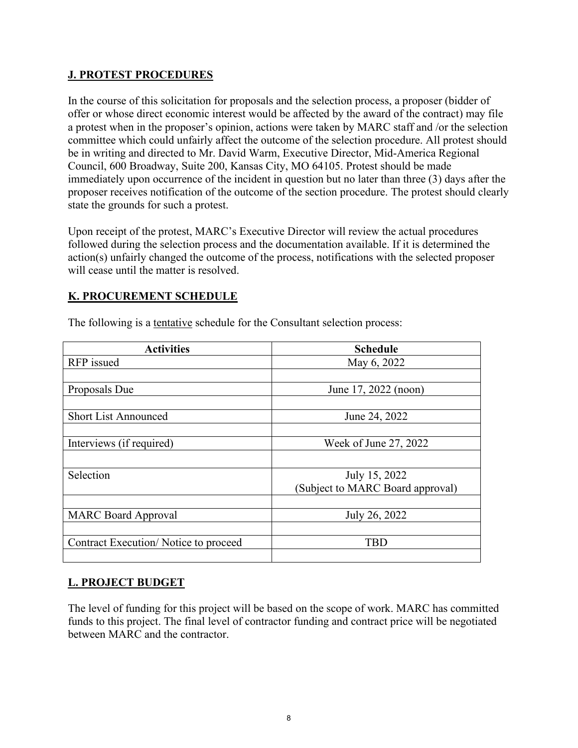## J. PROTEST PROCEDURES

In the course of this solicitation for proposals and the selection process, a proposer (bidder of offer or whose direct economic interest would be affected by the award of the contract) may file a protest when in the proposer's opinion, actions were taken by MARC staff and /or the selection committee which could unfairly affect the outcome of the selection procedure. All protest should be in writing and directed to Mr. David Warm, Executive Director, Mid-America Regional Council, 600 Broadway, Suite 200, Kansas City, MO 64105. Protest should be made immediately upon occurrence of the incident in question but no later than three (3) days after the proposer receives notification of the outcome of the section procedure. The protest should clearly state the grounds for such a protest.

Upon receipt of the protest, MARC's Executive Director will review the actual procedures followed during the selection process and the documentation available. If it is determined the action(s) unfairly changed the outcome of the process, notifications with the selected proposer will cease until the matter is resolved.

## K. PROCUREMENT SCHEDULE

The following is a tentative schedule for the Consultant selection process:

| Activities | Schedule |
|---|---|
| RFP issued | May 6, 2022 |
| | |
| Proposals Due | June 17, 2022 (noon) |
| | |
| Short List Announced | June 24, 2022 |
| | |
| Interviews (if required) | Week of June 27, 2022 |
| | |
| Selection | July 15, 2022 (Subject to MARC Board approval) |
| | |
| MARC Board Approval | July 26, 2022 |
| | |
| Contract Execution/ Notice to proceed | TBD |
| | |

## L. PROJECT BUDGET

The level of funding for this project will be based on the scope of work. MARC has committed funds to this project. The final level of contractor funding and contract price will be negotiated between MARC and the contractor.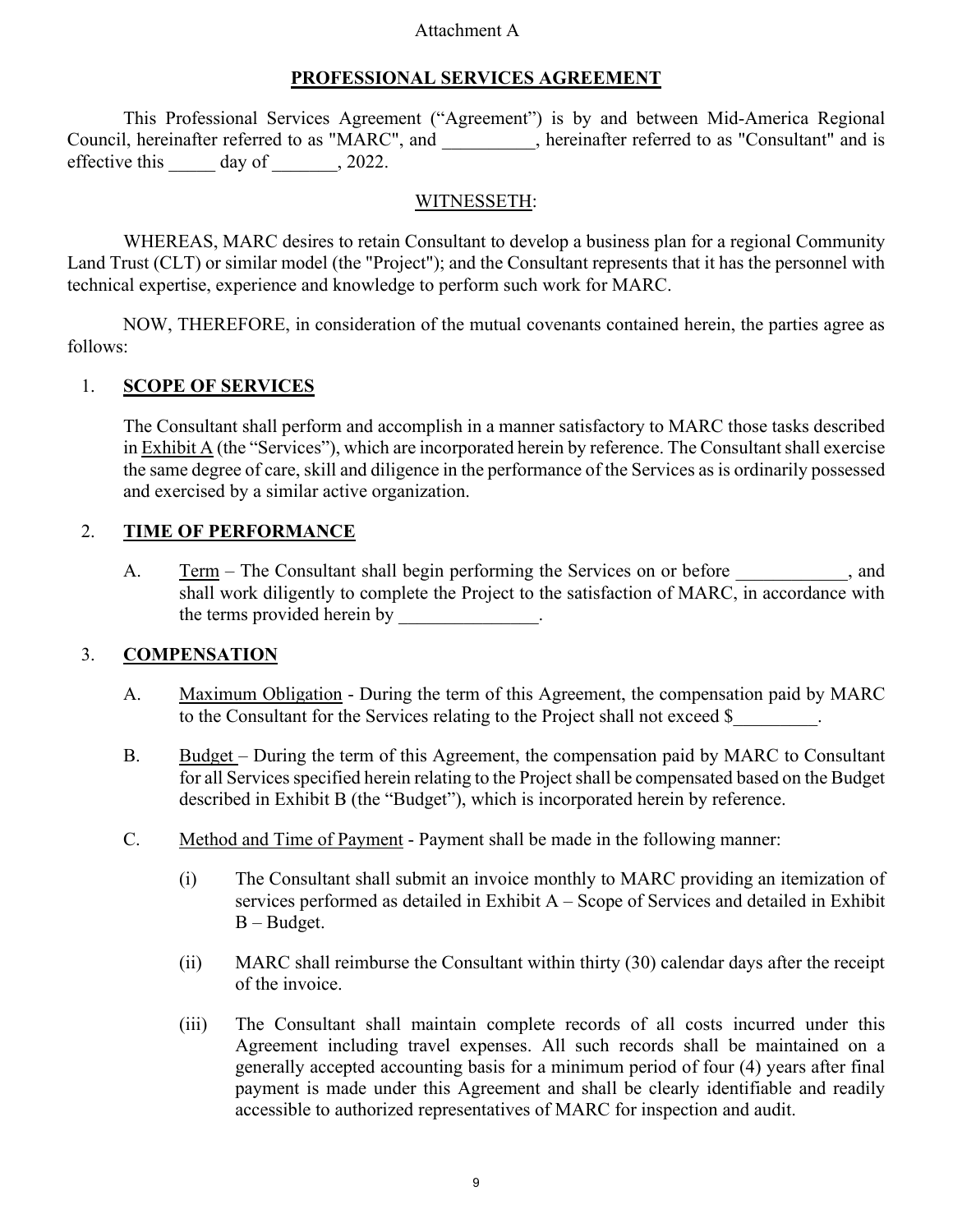Attachment A

## PROFESSIONAL SERVICES AGREEMENT

This Professional Services Agreement ("Agreement") is by and between Mid-America Regional Council, hereinafter referred to as "MARC", and __________, hereinafter referred to as "Consultant" and is effective this _____ day of _______, 2022.

WITNESSETH:

WHEREAS, MARC desires to retain Consultant to develop a business plan for a regional Community Land Trust (CLT) or similar model (the "Project"); and the Consultant represents that it has the personnel with technical expertise, experience and knowledge to perform such work for MARC.

NOW, THEREFORE, in consideration of the mutual covenants contained herein, the parties agree as follows:

1. **SCOPE OF SERVICES**

   The Consultant shall perform and accomplish in a manner satisfactory to MARC those tasks described in Exhibit A (the "Services"), which are incorporated herein by reference. The Consultant shall exercise the same degree of care, skill and diligence in the performance of the Services as is ordinarily possessed and exercised by a similar active organization.

2. **TIME OF PERFORMANCE**

   A. Term – The Consultant shall begin performing the Services on or before ____________, and shall work diligently to complete the Project to the satisfaction of MARC, in accordance with the terms provided herein by _______________.

3. **COMPENSATION**

   A. Maximum Obligation - During the term of this Agreement, the compensation paid by MARC to the Consultant for the Services relating to the Project shall not exceed $_________.

   B. Budget – During the term of this Agreement, the compensation paid by MARC to Consultant for all Services specified herein relating to the Project shall be compensated based on the Budget described in Exhibit B (the "Budget"), which is incorporated herein by reference.

   C. Method and Time of Payment - Payment shall be made in the following manner:

      (i) The Consultant shall submit an invoice monthly to MARC providing an itemization of services performed as detailed in Exhibit A – Scope of Services and detailed in Exhibit B – Budget.

      (ii) MARC shall reimburse the Consultant within thirty (30) calendar days after the receipt of the invoice.

      (iii) The Consultant shall maintain complete records of all costs incurred under this Agreement including travel expenses. All such records shall be maintained on a generally accepted accounting basis for a minimum period of four (4) years after final payment is made under this Agreement and shall be clearly identifiable and readily accessible to authorized representatives of MARC for inspection and audit.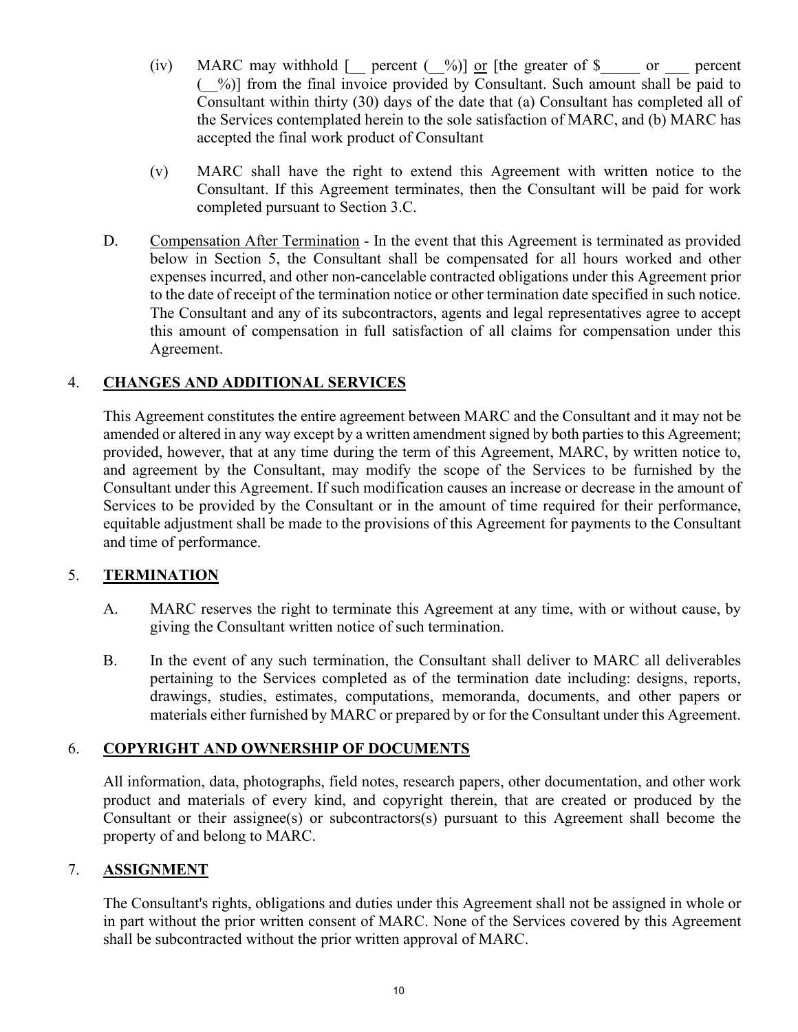(iv) MARC may withhold [__ percent (__%)] <u>or</u> [the greater of $_____ or ___ percent (__%)] from the final invoice provided by Consultant. Such amount shall be paid to Consultant within thirty (30) days of the date that (a) Consultant has completed all of the Services contemplated herein to the sole satisfaction of MARC, and (b) MARC has accepted the final work product of Consultant

(v) MARC shall have the right to extend this Agreement with written notice to the Consultant. If this Agreement terminates, then the Consultant will be paid for work completed pursuant to Section 3.C.

D. <u>Compensation After Termination</u> - In the event that this Agreement is terminated as provided below in Section 5, the Consultant shall be compensated for all hours worked and other expenses incurred, and other non-cancelable contracted obligations under this Agreement prior to the date of receipt of the termination notice or other termination date specified in such notice. The Consultant and any of its subcontractors, agents and legal representatives agree to accept this amount of compensation in full satisfaction of all claims for compensation under this Agreement.

## 4. CHANGES AND ADDITIONAL SERVICES

This Agreement constitutes the entire agreement between MARC and the Consultant and it may not be amended or altered in any way except by a written amendment signed by both parties to this Agreement; provided, however, that at any time during the term of this Agreement, MARC, by written notice to, and agreement by the Consultant, may modify the scope of the Services to be furnished by the Consultant under this Agreement. If such modification causes an increase or decrease in the amount of Services to be provided by the Consultant or in the amount of time required for their performance, equitable adjustment shall be made to the provisions of this Agreement for payments to the Consultant and time of performance.

## 5. TERMINATION

A. MARC reserves the right to terminate this Agreement at any time, with or without cause, by giving the Consultant written notice of such termination.

B. In the event of any such termination, the Consultant shall deliver to MARC all deliverables pertaining to the Services completed as of the termination date including: designs, reports, drawings, studies, estimates, computations, memoranda, documents, and other papers or materials either furnished by MARC or prepared by or for the Consultant under this Agreement.

## 6. COPYRIGHT AND OWNERSHIP OF DOCUMENTS

All information, data, photographs, field notes, research papers, other documentation, and other work product and materials of every kind, and copyright therein, that are created or produced by the Consultant or their assignee(s) or subcontractors(s) pursuant to this Agreement shall become the property of and belong to MARC.

## 7. ASSIGNMENT

The Consultant's rights, obligations and duties under this Agreement shall not be assigned in whole or in part without the prior written consent of MARC. None of the Services covered by this Agreement shall be subcontracted without the prior written approval of MARC.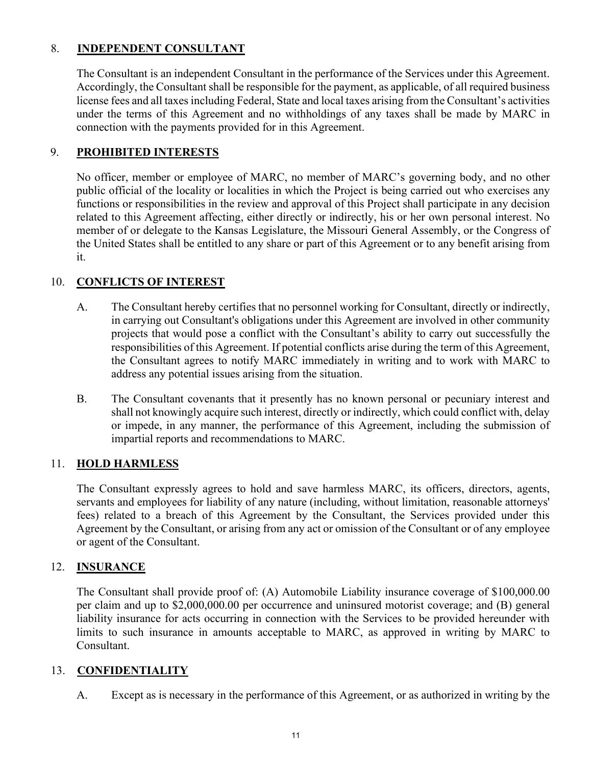## 8. INDEPENDENT CONSULTANT

The Consultant is an independent Consultant in the performance of the Services under this Agreement. Accordingly, the Consultant shall be responsible for the payment, as applicable, of all required business license fees and all taxes including Federal, State and local taxes arising from the Consultant's activities under the terms of this Agreement and no withholdings of any taxes shall be made by MARC in connection with the payments provided for in this Agreement.

## 9. PROHIBITED INTERESTS

No officer, member or employee of MARC, no member of MARC's governing body, and no other public official of the locality or localities in which the Project is being carried out who exercises any functions or responsibilities in the review and approval of this Project shall participate in any decision related to this Agreement affecting, either directly or indirectly, his or her own personal interest. No member of or delegate to the Kansas Legislature, the Missouri General Assembly, or the Congress of the United States shall be entitled to any share or part of this Agreement or to any benefit arising from it.

## 10. CONFLICTS OF INTEREST

A. The Consultant hereby certifies that no personnel working for Consultant, directly or indirectly, in carrying out Consultant's obligations under this Agreement are involved in other community projects that would pose a conflict with the Consultant's ability to carry out successfully the responsibilities of this Agreement. If potential conflicts arise during the term of this Agreement, the Consultant agrees to notify MARC immediately in writing and to work with MARC to address any potential issues arising from the situation.

B. The Consultant covenants that it presently has no known personal or pecuniary interest and shall not knowingly acquire such interest, directly or indirectly, which could conflict with, delay or impede, in any manner, the performance of this Agreement, including the submission of impartial reports and recommendations to MARC.

## 11. HOLD HARMLESS

The Consultant expressly agrees to hold and save harmless MARC, its officers, directors, agents, servants and employees for liability of any nature (including, without limitation, reasonable attorneys' fees) related to a breach of this Agreement by the Consultant, the Services provided under this Agreement by the Consultant, or arising from any act or omission of the Consultant or of any employee or agent of the Consultant.

## 12. INSURANCE

The Consultant shall provide proof of: (A) Automobile Liability insurance coverage of $100,000.00 per claim and up to $2,000,000.00 per occurrence and uninsured motorist coverage; and (B) general liability insurance for acts occurring in connection with the Services to be provided hereunder with limits to such insurance in amounts acceptable to MARC, as approved in writing by MARC to Consultant.

## 13. CONFIDENTIALITY

A. Except as is necessary in the performance of this Agreement, or as authorized in writing by the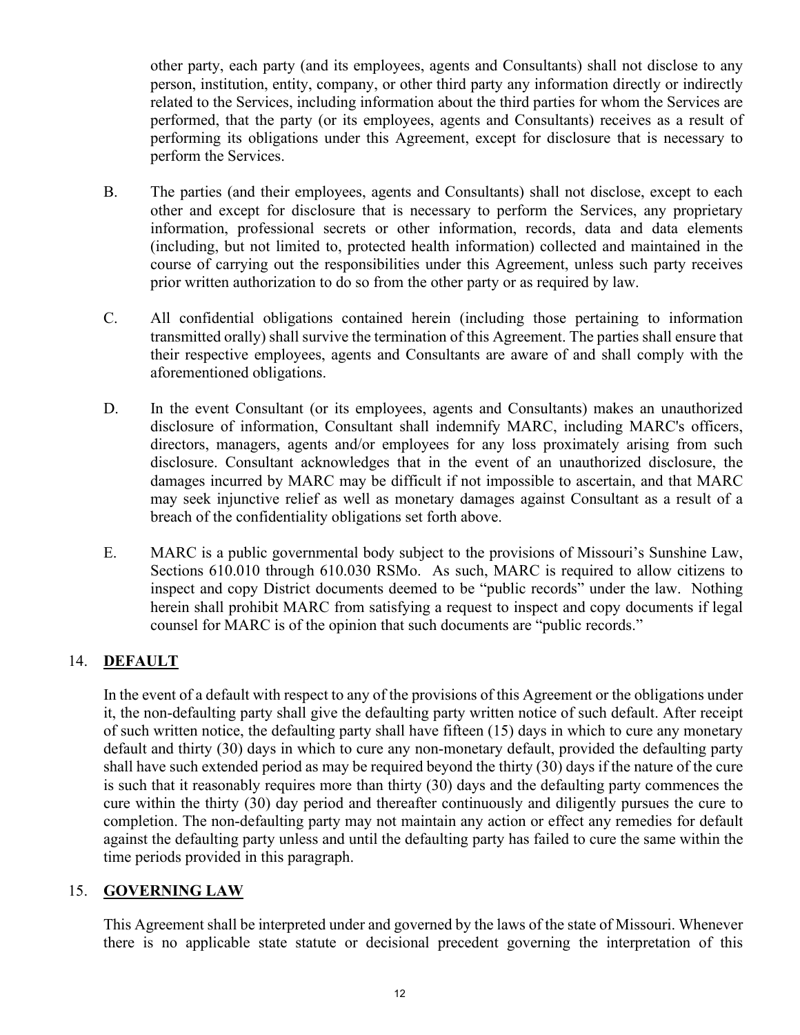other party, each party (and its employees, agents and Consultants) shall not disclose to any person, institution, entity, company, or other third party any information directly or indirectly related to the Services, including information about the third parties for whom the Services are performed, that the party (or its employees, agents and Consultants) receives as a result of performing its obligations under this Agreement, except for disclosure that is necessary to perform the Services.

B. The parties (and their employees, agents and Consultants) shall not disclose, except to each other and except for disclosure that is necessary to perform the Services, any proprietary information, professional secrets or other information, records, data and data elements (including, but not limited to, protected health information) collected and maintained in the course of carrying out the responsibilities under this Agreement, unless such party receives prior written authorization to do so from the other party or as required by law.

C. All confidential obligations contained herein (including those pertaining to information transmitted orally) shall survive the termination of this Agreement. The parties shall ensure that their respective employees, agents and Consultants are aware of and shall comply with the aforementioned obligations.

D. In the event Consultant (or its employees, agents and Consultants) makes an unauthorized disclosure of information, Consultant shall indemnify MARC, including MARC's officers, directors, managers, agents and/or employees for any loss proximately arising from such disclosure. Consultant acknowledges that in the event of an unauthorized disclosure, the damages incurred by MARC may be difficult if not impossible to ascertain, and that MARC may seek injunctive relief as well as monetary damages against Consultant as a result of a breach of the confidentiality obligations set forth above.

E. MARC is a public governmental body subject to the provisions of Missouri's Sunshine Law, Sections 610.010 through 610.030 RSMo. As such, MARC is required to allow citizens to inspect and copy District documents deemed to be "public records" under the law. Nothing herein shall prohibit MARC from satisfying a request to inspect and copy documents if legal counsel for MARC is of the opinion that such documents are "public records."

## 14. **DEFAULT**

In the event of a default with respect to any of the provisions of this Agreement or the obligations under it, the non-defaulting party shall give the defaulting party written notice of such default. After receipt of such written notice, the defaulting party shall have fifteen (15) days in which to cure any monetary default and thirty (30) days in which to cure any non-monetary default, provided the defaulting party shall have such extended period as may be required beyond the thirty (30) days if the nature of the cure is such that it reasonably requires more than thirty (30) days and the defaulting party commences the cure within the thirty (30) day period and thereafter continuously and diligently pursues the cure to completion. The non-defaulting party may not maintain any action or effect any remedies for default against the defaulting party unless and until the defaulting party has failed to cure the same within the time periods provided in this paragraph.

## 15. **GOVERNING LAW**

This Agreement shall be interpreted under and governed by the laws of the state of Missouri. Whenever there is no applicable state statute or decisional precedent governing the interpretation of this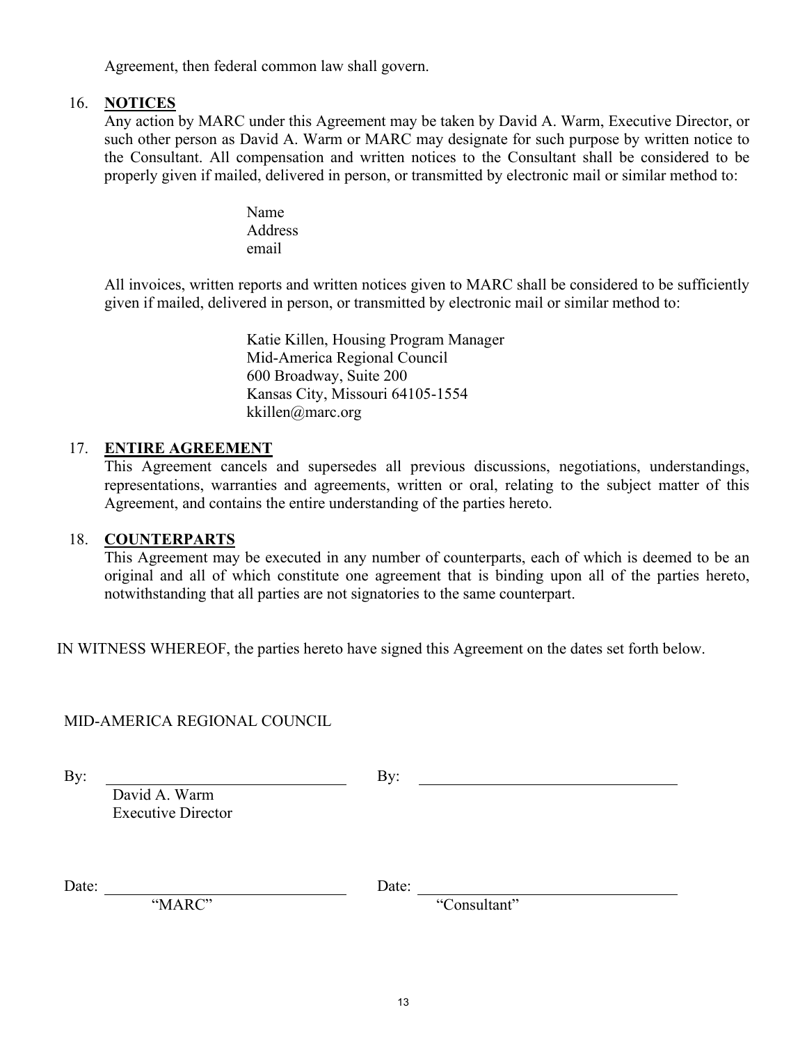Agreement, then federal common law shall govern.

16. **NOTICES**
Any action by MARC under this Agreement may be taken by David A. Warm, Executive Director, or such other person as David A. Warm or MARC may designate for such purpose by written notice to the Consultant. All compensation and written notices to the Consultant shall be considered to be properly given if mailed, delivered in person, or transmitted by electronic mail or similar method to:

Name
Address
email

All invoices, written reports and written notices given to MARC shall be considered to be sufficiently given if mailed, delivered in person, or transmitted by electronic mail or similar method to:

Katie Killen, Housing Program Manager
Mid-America Regional Council
600 Broadway, Suite 200
Kansas City, Missouri 64105-1554
kkillen@marc.org

17. **ENTIRE AGREEMENT**
This Agreement cancels and supersedes all previous discussions, negotiations, understandings, representations, warranties and agreements, written or oral, relating to the subject matter of this Agreement, and contains the entire understanding of the parties hereto.

18. **COUNTERPARTS**
This Agreement may be executed in any number of counterparts, each of which is deemed to be an original and all of which constitute one agreement that is binding upon all of the parties hereto, notwithstanding that all parties are not signatories to the same counterpart.

IN WITNESS WHEREOF, the parties hereto have signed this Agreement on the dates set forth below.

MID-AMERICA REGIONAL COUNCIL

By: ______________________________
David A. Warm
Executive Director

Date: ______________________________
"MARC"

By: ______________________________

Date: ______________________________
"Consultant"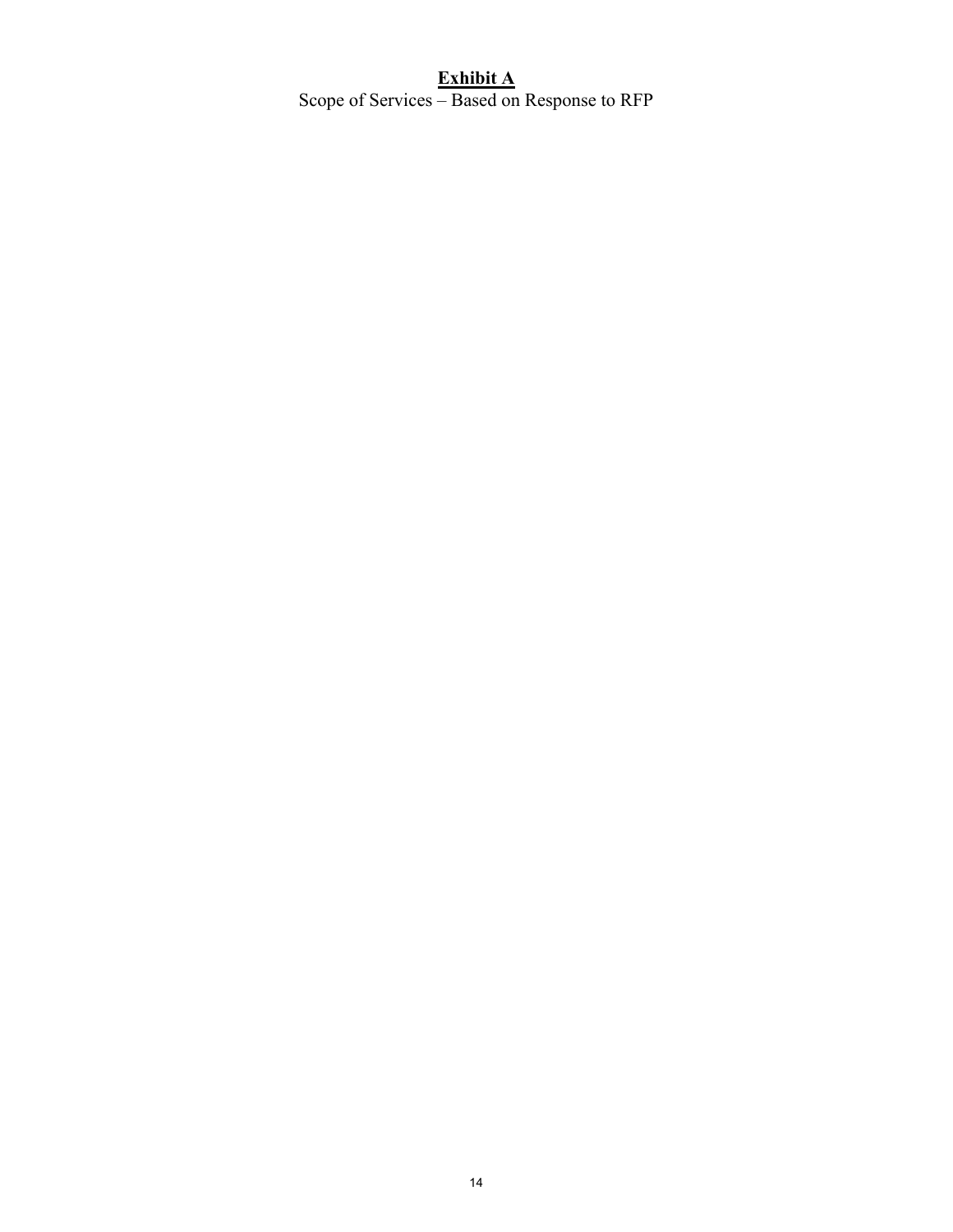**Exhibit A**

Scope of Services – Based on Response to RFP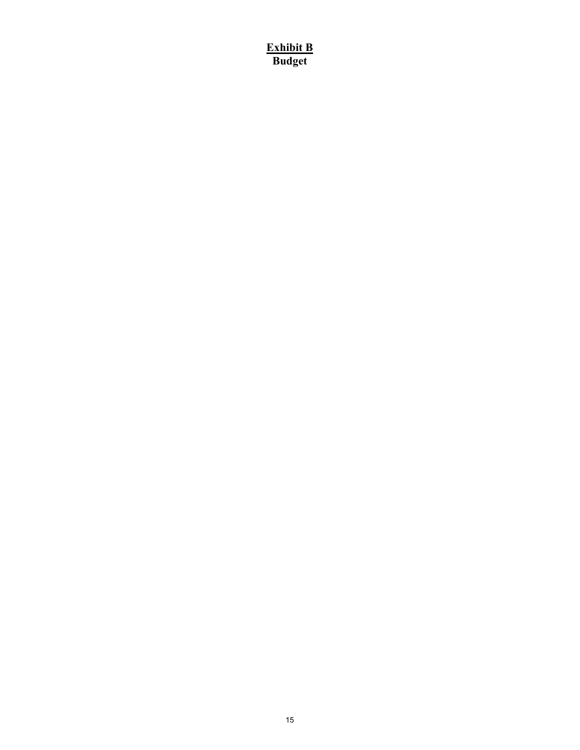# <u>Exhibit B</u>
## Budget